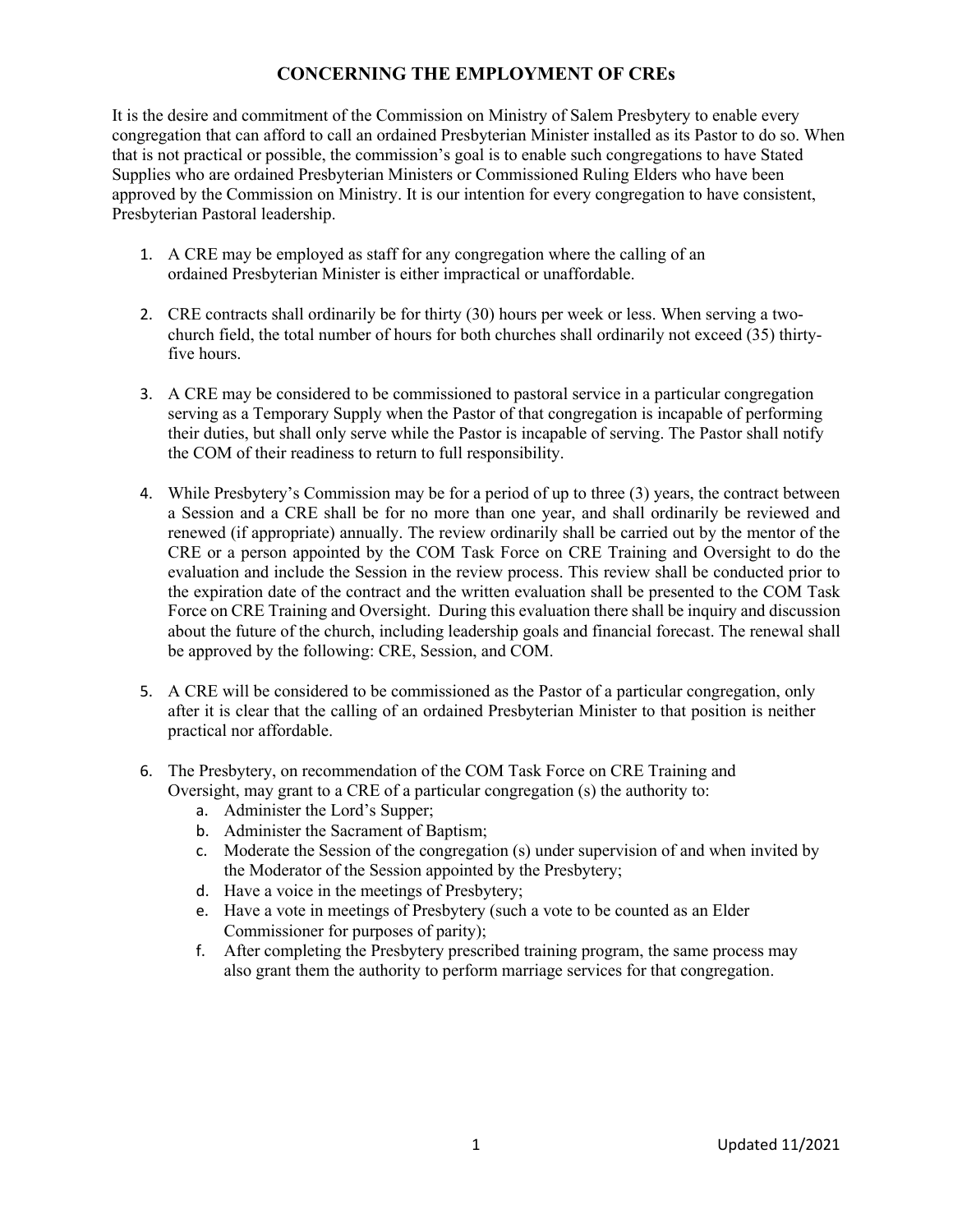# CONCERNING THE EMPLOYMENT OF CREs

It is the desire and commitment of the Commission on Ministry of Salem Presbytery to enable every congregation that can afford to call an ordained Presbyterian Minister installed as its Pastor to do so. When that is not practical or possible, the commission's goal is to enable such congregations to have Stated Supplies who are ordained Presbyterian Ministers or Commissioned Ruling Elders who have been approved by the Commission on Ministry. It is our intention for every congregation to have consistent, Presbyterian Pastoral leadership.

1. A CRE may be employed as staff for any congregation where the calling of an ordained Presbyterian Minister is either impractical or unaffordable.

2. CRE contracts shall ordinarily be for thirty (30) hours per week or less. When serving a two-church field, the total number of hours for both churches shall ordinarily not exceed (35) thirty-five hours.

3. A CRE may be considered to be commissioned to pastoral service in a particular congregation serving as a Temporary Supply when the Pastor of that congregation is incapable of performing their duties, but shall only serve while the Pastor is incapable of serving. The Pastor shall notify the COM of their readiness to return to full responsibility.

4. While Presbytery's Commission may be for a period of up to three (3) years, the contract between a Session and a CRE shall be for no more than one year, and shall ordinarily be reviewed and renewed (if appropriate) annually. The review ordinarily shall be carried out by the mentor of the CRE or a person appointed by the COM Task Force on CRE Training and Oversight to do the evaluation and include the Session in the review process. This review shall be conducted prior to the expiration date of the contract and the written evaluation shall be presented to the COM Task Force on CRE Training and Oversight. During this evaluation there shall be inquiry and discussion about the future of the church, including leadership goals and financial forecast. The renewal shall be approved by the following: CRE, Session, and COM.

5. A CRE will be considered to be commissioned as the Pastor of a particular congregation, only after it is clear that the calling of an ordained Presbyterian Minister to that position is neither practical nor affordable.

6. The Presbytery, on recommendation of the COM Task Force on CRE Training and Oversight, may grant to a CRE of a particular congregation (s) the authority to:
   a. Administer the Lord's Supper;
   b. Administer the Sacrament of Baptism;
   c. Moderate the Session of the congregation (s) under supervision of and when invited by the Moderator of the Session appointed by the Presbytery;
   d. Have a voice in the meetings of Presbytery;
   e. Have a vote in meetings of Presbytery (such a vote to be counted as an Elder Commissioner for purposes of parity);
   f. After completing the Presbytery prescribed training program, the same process may also grant them the authority to perform marriage services for that congregation.

Updated 11/2021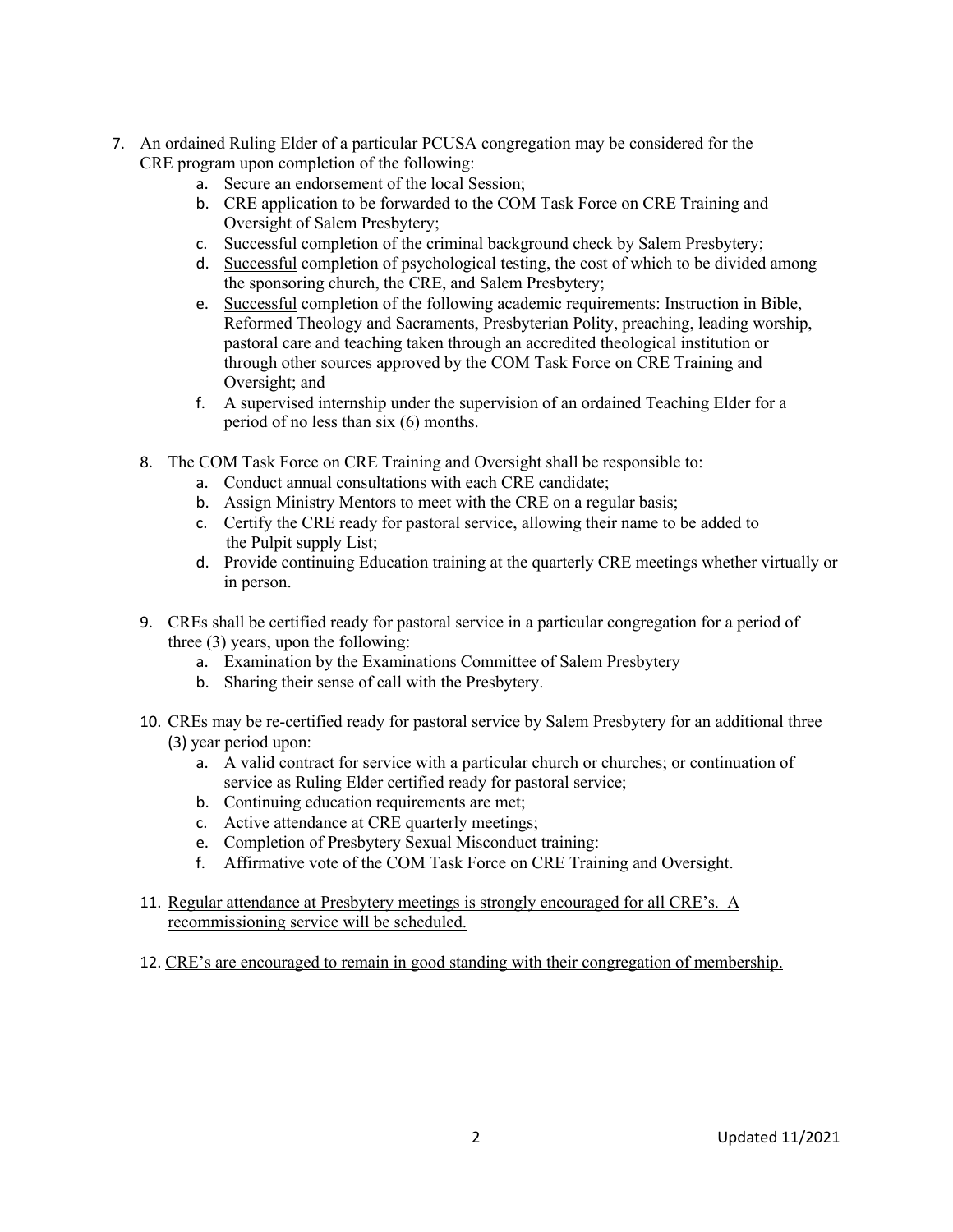7. An ordained Ruling Elder of a particular PCUSA congregation may be considered for the CRE program upon completion of the following:
    a. Secure an endorsement of the local Session;
    b. CRE application to be forwarded to the COM Task Force on CRE Training and Oversight of Salem Presbytery;
    c. <u>Successful</u> completion of the criminal background check by Salem Presbytery;
    d. <u>Successful</u> completion of psychological testing, the cost of which to be divided among the sponsoring church, the CRE, and Salem Presbytery;
    e. <u>Successful</u> completion of the following academic requirements: Instruction in Bible, Reformed Theology and Sacraments, Presbyterian Polity, preaching, leading worship, pastoral care and teaching taken through an accredited theological institution or through other sources approved by the COM Task Force on CRE Training and Oversight; and
    f. A supervised internship under the supervision of an ordained Teaching Elder for a period of no less than six (6) months.

8. The COM Task Force on CRE Training and Oversight shall be responsible to:
    a. Conduct annual consultations with each CRE candidate;
    b. Assign Ministry Mentors to meet with the CRE on a regular basis;
    c. Certify the CRE ready for pastoral service, allowing their name to be added to the Pulpit supply List;
    d. Provide continuing Education training at the quarterly CRE meetings whether virtually or in person.

9. CREs shall be certified ready for pastoral service in a particular congregation for a period of three (3) years, upon the following:
    a. Examination by the Examinations Committee of Salem Presbytery
    b. Sharing their sense of call with the Presbytery.

10. CREs may be re-certified ready for pastoral service by Salem Presbytery for an additional three (3) year period upon:
    a. A valid contract for service with a particular church or churches; or continuation of service as Ruling Elder certified ready for pastoral service;
    b. Continuing education requirements are met;
    c. Active attendance at CRE quarterly meetings;
    e. Completion of Presbytery Sexual Misconduct training:
    f. Affirmative vote of the COM Task Force on CRE Training and Oversight.

11. <u>Regular attendance at Presbytery meetings is strongly encouraged for all CRE's. A recommissioning service will be scheduled.</u>

12. <u>CRE's are encouraged to remain in good standing with their congregation of membership.</u>